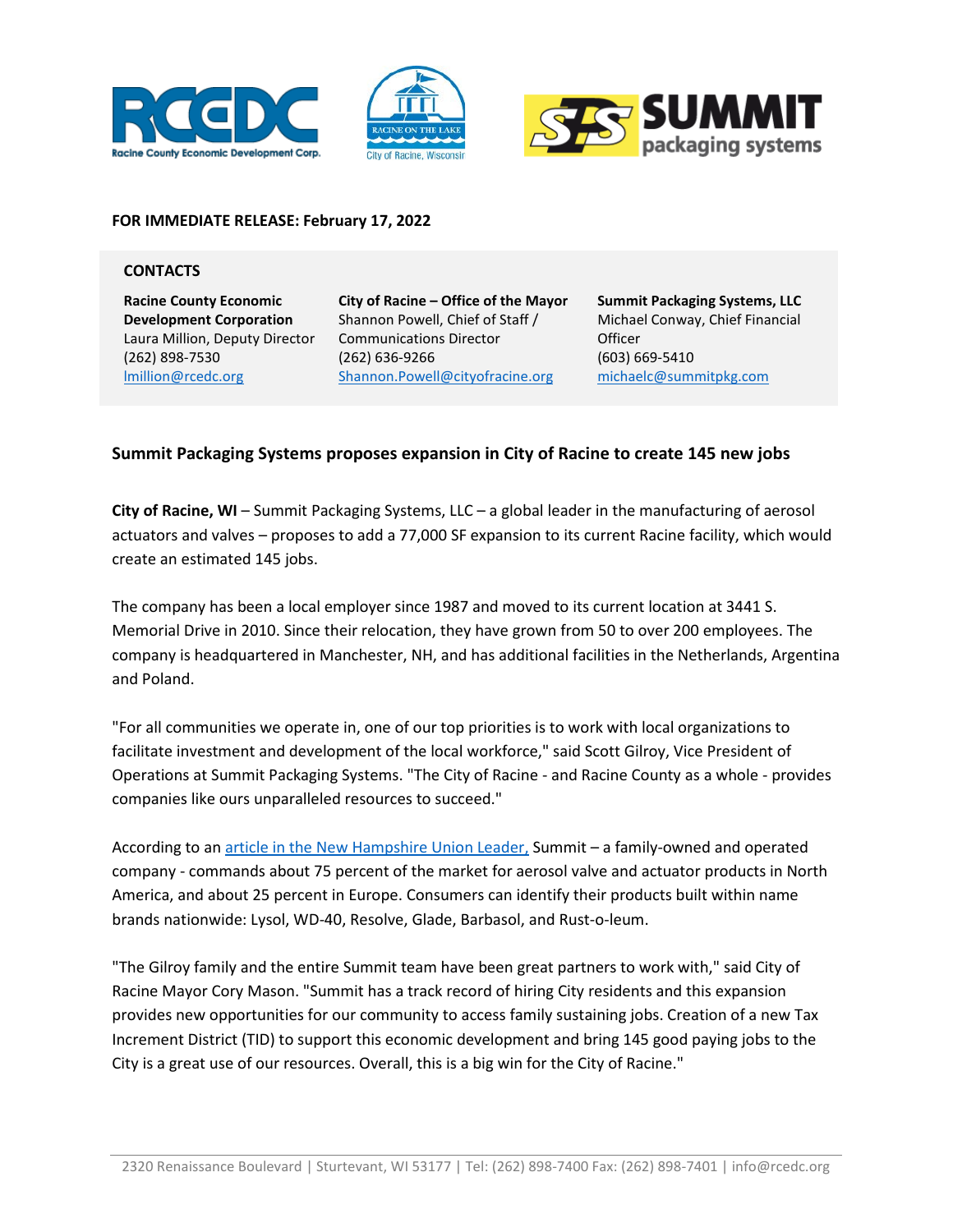**FOR IMMEDIATE RELEASE: February 17, 2022**

**CONTACTS**

| **Racine County Economic Development Corporation** | **City of Racine – Office of the Mayor** | **Summit Packaging Systems, LLC** |
|---|---|---|
| Laura Million, Deputy Director | Shannon Powell, Chief of Staff / Communications Director | Michael Conway, Chief Financial Officer |
| (262) 898-7530 | (262) 636-9266 | (603) 669-5410 |
| lmillion@rcedc.org | Shannon.Powell@cityofracine.org | michaelc@summitpkg.com |

## Summit Packaging Systems proposes expansion in City of Racine to create 145 new jobs

**City of Racine, WI** – Summit Packaging Systems, LLC – a global leader in the manufacturing of aerosol actuators and valves – proposes to add a 77,000 SF expansion to its current Racine facility, which would create an estimated 145 jobs.

The company has been a local employer since 1987 and moved to its current location at 3441 S. Memorial Drive in 2010. Since their relocation, they have grown from 50 to over 200 employees. The company is headquartered in Manchester, NH, and has additional facilities in the Netherlands, Argentina and Poland.

"For all communities we operate in, one of our top priorities is to work with local organizations to facilitate investment and development of the local workforce," said Scott Gilroy, Vice President of Operations at Summit Packaging Systems. "The City of Racine - and Racine County as a whole - provides companies like ours unparalleled resources to succeed."

According to an article in the New Hampshire Union Leader, Summit – a family-owned and operated company - commands about 75 percent of the market for aerosol valve and actuator products in North America, and about 25 percent in Europe. Consumers can identify their products built within name brands nationwide: Lysol, WD-40, Resolve, Glade, Barbasol, and Rust-o-leum.

"The Gilroy family and the entire Summit team have been great partners to work with," said City of Racine Mayor Cory Mason. "Summit has a track record of hiring City residents and this expansion provides new opportunities for our community to access family sustaining jobs. Creation of a new Tax Increment District (TID) to support this economic development and bring 145 good paying jobs to the City is a great use of our resources. Overall, this is a big win for the City of Racine."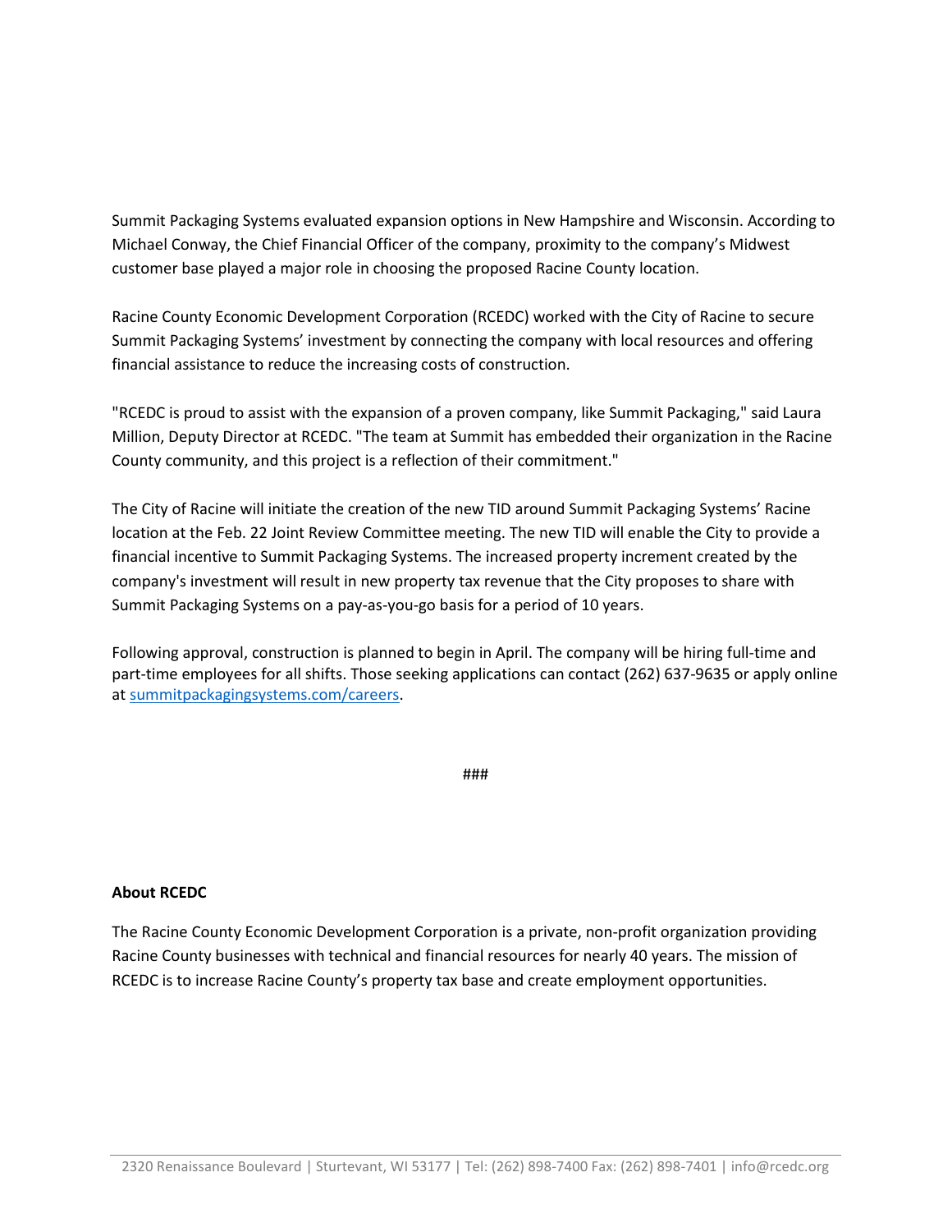Summit Packaging Systems evaluated expansion options in New Hampshire and Wisconsin. According to Michael Conway, the Chief Financial Officer of the company, proximity to the company's Midwest customer base played a major role in choosing the proposed Racine County location.

Racine County Economic Development Corporation (RCEDC) worked with the City of Racine to secure Summit Packaging Systems' investment by connecting the company with local resources and offering financial assistance to reduce the increasing costs of construction.

"RCEDC is proud to assist with the expansion of a proven company, like Summit Packaging," said Laura Million, Deputy Director at RCEDC. "The team at Summit has embedded their organization in the Racine County community, and this project is a reflection of their commitment."

The City of Racine will initiate the creation of the new TID around Summit Packaging Systems' Racine location at the Feb. 22 Joint Review Committee meeting. The new TID will enable the City to provide a financial incentive to Summit Packaging Systems. The increased property increment created by the company's investment will result in new property tax revenue that the City proposes to share with Summit Packaging Systems on a pay-as-you-go basis for a period of 10 years.

Following approval, construction is planned to begin in April. The company will be hiring full-time and part-time employees for all shifts. Those seeking applications can contact (262) 637-9635 or apply online at summitpackagingsystems.com/careers.

###

**About RCEDC**

The Racine County Economic Development Corporation is a private, non-profit organization providing Racine County businesses with technical and financial resources for nearly 40 years. The mission of RCEDC is to increase Racine County's property tax base and create employment opportunities.

2320 Renaissance Boulevard | Sturtevant, WI 53177 | Tel: (262) 898-7400 Fax: (262) 898-7401 | info@rcedc.org